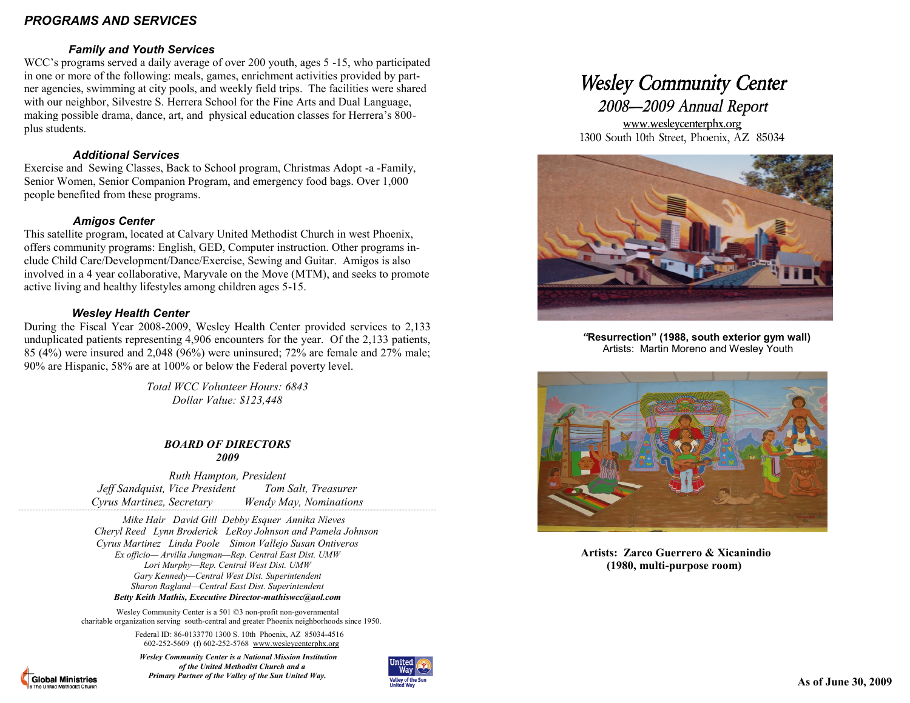## *PROGRAMS AND SERVICES*

### *Family and Youth Services*

WCC's programs served a daily average of over 200 youth, ages 5 -15, who participated in one or more of the following: meals, games, enrichment activities provided by partner agencies, swimming at city pools, and weekly field trips. The facilities were shared with our neighbor, Silvestre S. Herrera School for the Fine Arts and Dual Language, making possible drama, dance, art, and physical education classes for Herrera's 800-plus students.

### *Additional Services*

Exercise and Sewing Classes, Back to School program, Christmas Adopt -a -Family, Senior Women, Senior Companion Program, and emergency food bags. Over 1,000 people benefited from these programs.

### *Amigos Center*

This satellite program, located at Calvary United Methodist Church in west Phoenix, offers community programs: English, GED, Computer instruction. Other programs include Child Care/Development/Dance/Exercise, Sewing and Guitar. Amigos is also involved in a 4 year collaborative, Maryvale on the Move (MTM), and seeks to promote active living and healthy lifestyles among children ages 5-15.

### *Wesley Health Center*

During the Fiscal Year 2008-2009, Wesley Health Center provided services to 2,133 unduplicated patients representing 4,906 encounters for the year. Of the 2,133 patients, 85 (4%) were insured and 2,048 (96%) were uninsured; 72% are female and 27% male; 90% are Hispanic, 58% are at 100% or below the Federal poverty level.

*Total WCC Volunteer Hours: 6843*
*Dollar Value: $123,448*

### *BOARD OF DIRECTORS 2009*

*Ruth Hampton, President*
*Jeff Sandquist, Vice President* *Tom Salt, Treasurer*
*Cyrus Martinez, Secretary* *Wendy May, Nominations*

*Mike Hair David Gill Debby Esquer Annika Nieves*
*Cheryl Reed Lynn Broderick LeRoy Johnson and Pamela Johnson*
*Cyrus Martinez Linda Poole Simon Vallejo Susan Ontiveros*
*Ex officio— Arvilla Jungman—Rep. Central East Dist. UMW*
*Lori Murphy—Rep. Central West Dist. UMW*
*Gary Kennedy—Central West Dist. Superintendent*
*Sharon Ragland—Central East Dist. Superintendent*
***Betty Keith Mathis, Executive Director-mathiswcc@aol.com***

Wesley Community Center is a 501 ©3 non-profit non-governmental charitable organization serving south-central and greater Phoenix neighborhoods since 1950.

Federal ID: 86-0133770 1300 S. 10th Phoenix, AZ 85034-4516
602-252-5609 (f) 602-252-5768 www.wesleycenterphx.org

***Wesley Community Center is a National Mission Institution of the United Methodist Church and a Primary Partner of the Valley of the Sun United Way.***

Global Ministries
The United Methodist Church

United Way
Valley of the Sun United Way

# *Wesley Community Center*

## *2008—2009 Annual Report*

www.wesleycenterphx.org
1300 South 10th Street, Phoenix, AZ 85034

***"*Resurrection" (1988, south exterior gym wall)**
Artists: Martin Moreno and Wesley Youth

**Artists: Zarco Guerrero & Xicanindio**
**(1980, multi-purpose room)**

**As of June 30, 2009**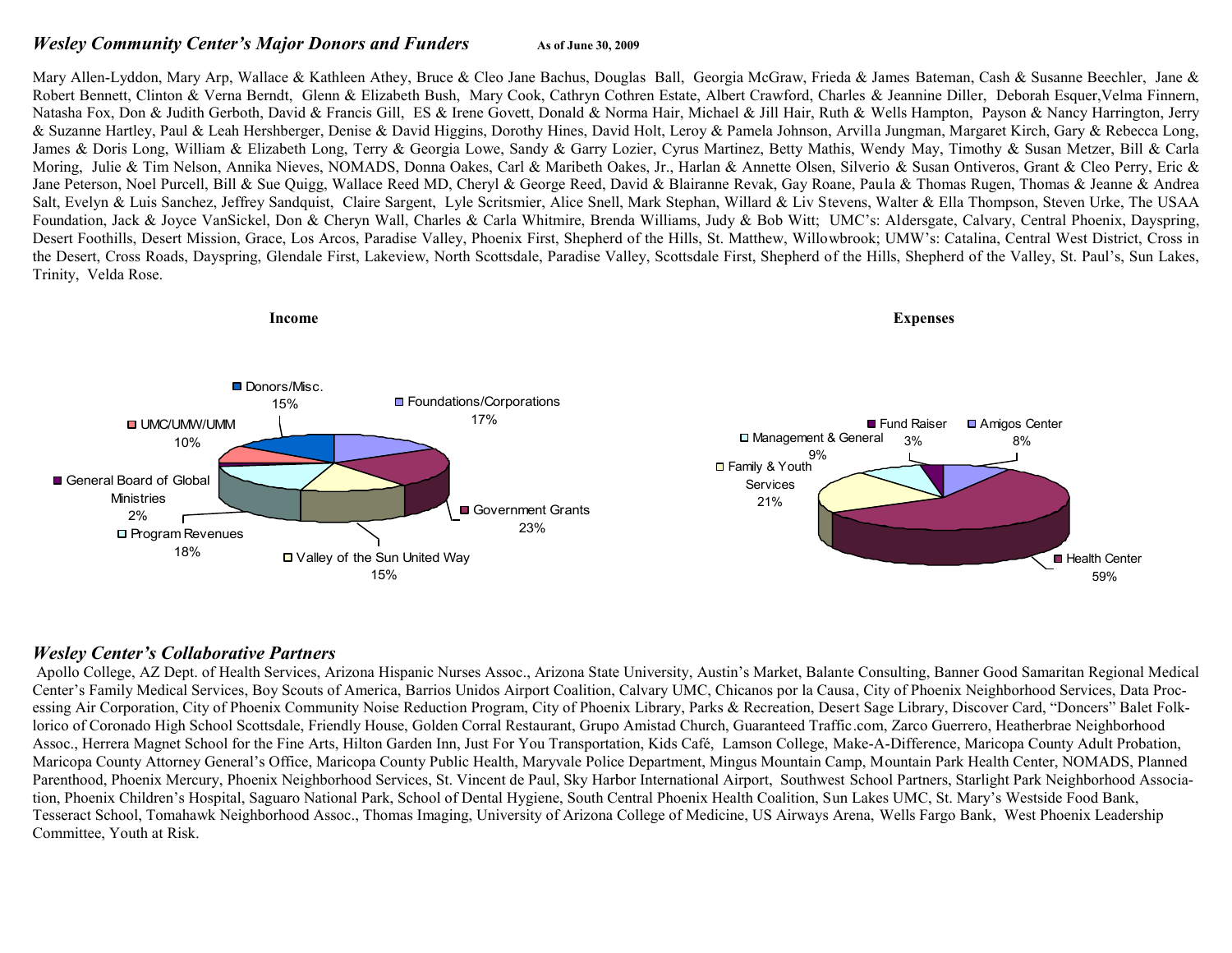## *Wesley Community Center's Major Donors and Funders* **As of June 30, 2009**

Mary Allen-Lyddon, Mary Arp, Wallace & Kathleen Athey, Bruce & Cleo Jane Bachus, Douglas Ball, Georgia McGraw, Frieda & James Bateman, Cash & Susanne Beechler, Jane & Robert Bennett, Clinton & Verna Berndt, Glenn & Elizabeth Bush, Mary Cook, Cathryn Cothren Estate, Albert Crawford, Charles & Jeannine Diller, Deborah Esquer,Velma Finnern, Natasha Fox, Don & Judith Gerboth, David & Francis Gill, ES & Irene Govett, Donald & Norma Hair, Michael & Jill Hair, Ruth & Wells Hampton, Payson & Nancy Harrington, Jerry & Suzanne Hartley, Paul & Leah Hershberger, Denise & David Higgins, Dorothy Hines, David Holt, Leroy & Pamela Johnson, Arvilla Jungman, Margaret Kirch, Gary & Rebecca Long, James & Doris Long, William & Elizabeth Long, Terry & Georgia Lowe, Sandy & Garry Lozier, Cyrus Martinez, Betty Mathis, Wendy May, Timothy & Susan Metzer, Bill & Carla Moring, Julie & Tim Nelson, Annika Nieves, NOMADS, Donna Oakes, Carl & Maribeth Oakes, Jr., Harlan & Annette Olsen, Silverio & Susan Ontiveros, Grant & Cleo Perry, Eric & Jane Peterson, Noel Purcell, Bill & Sue Quigg, Wallace Reed MD, Cheryl & George Reed, David & Blairanne Revak, Gay Roane, Paula & Thomas Rugen, Thomas & Jeanne & Andrea Salt, Evelyn & Luis Sanchez, Jeffrey Sandquist, Claire Sargent, Lyle Scritsmier, Alice Snell, Mark Stephan, Willard & Liv Stevens, Walter & Ella Thompson, Steven Urke, The USAA Foundation, Jack & Joyce VanSickel, Don & Cheryn Wall, Charles & Carla Whitmire, Brenda Williams, Judy & Bob Witt; UMC's: Aldersgate, Calvary, Central Phoenix, Dayspring, Desert Foothills, Desert Mission, Grace, Los Arcos, Paradise Valley, Phoenix First, Shepherd of the Hills, St. Matthew, Willowbrook; UMW's: Catalina, Central West District, Cross in the Desert, Cross Roads, Dayspring, Glendale First, Lakeview, North Scottsdale, Paradise Valley, Scottsdale First, Shepherd of the Hills, Shepherd of the Valley, St. Paul's, Sun Lakes, Trinity, Velda Rose.

**Income**

Donors/Misc. 15%
Foundations/Corporations 17%
UMC/UMW/UMM 10%
General Board of Global Ministries 2%
Program Revenues 18%
Valley of the Sun United Way 15%
Government Grants 23%

**Expenses**

Fund Raiser 3%
Amigos Center 8%
Management & General 9%
Family & Youth Services 21%
Health Center 59%

## *Wesley Center's Collaborative Partners*

Apollo College, AZ Dept. of Health Services, Arizona Hispanic Nurses Assoc., Arizona State University, Austin's Market, Balante Consulting, Banner Good Samaritan Regional Medical Center's Family Medical Services, Boy Scouts of America, Barrios Unidos Airport Coalition, Calvary UMC, Chicanos por la Causa, City of Phoenix Neighborhood Services, Data Processing Air Corporation, City of Phoenix Community Noise Reduction Program, City of Phoenix Library, Parks & Recreation, Desert Sage Library, Discover Card, "Doncers" Balet Folklorico of Coronado High School Scottsdale, Friendly House, Golden Corral Restaurant, Grupo Amistad Church, Guaranteed Traffic.com, Zarco Guerrero, Heatherbrae Neighborhood Assoc., Herrera Magnet School for the Fine Arts, Hilton Garden Inn, Just For You Transportation, Kids Café, Lamson College, Make-A-Difference, Maricopa County Adult Probation, Maricopa County Attorney General's Office, Maricopa County Public Health, Maryvale Police Department, Mingus Mountain Camp, Mountain Park Health Center, NOMADS, Planned Parenthood, Phoenix Mercury, Phoenix Neighborhood Services, St. Vincent de Paul, Sky Harbor International Airport, Southwest School Partners, Starlight Park Neighborhood Association, Phoenix Children's Hospital, Saguaro National Park, School of Dental Hygiene, South Central Phoenix Health Coalition, Sun Lakes UMC, St. Mary's Westside Food Bank, Tesseract School, Tomahawk Neighborhood Assoc., Thomas Imaging, University of Arizona College of Medicine, US Airways Arena, Wells Fargo Bank, West Phoenix Leadership Committee, Youth at Risk.